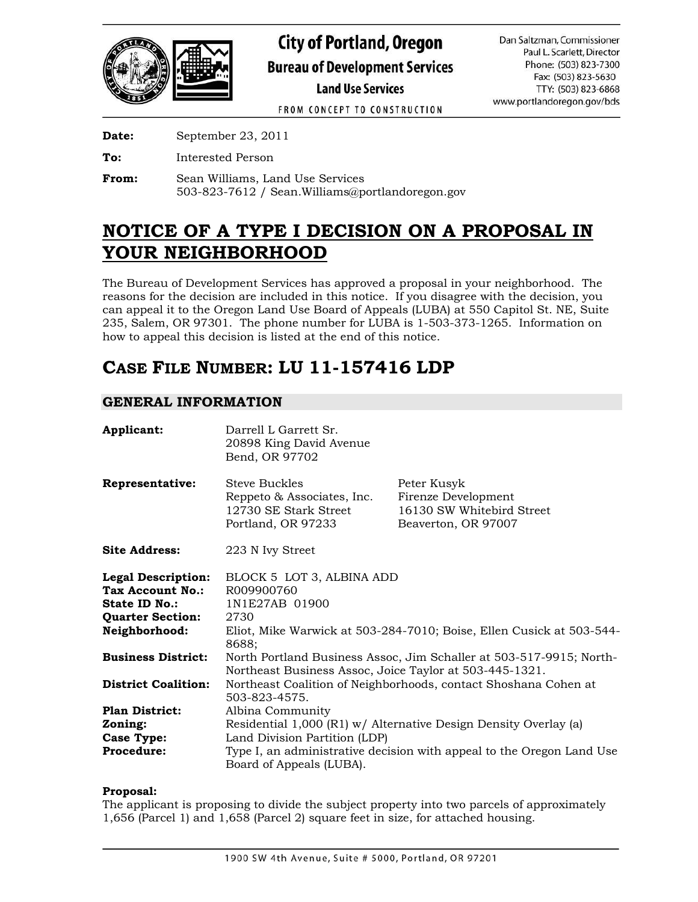**City of Portland, Oregon**
**Bureau of Development Services**
**Land Use Services**

FROM CONCEPT TO CONSTRUCTION

Dan Saltzman, Commissioner
Paul L. Scarlett, Director
Phone: (503) 823-7300
Fax: (503) 823-5630
TTY: (503) 823-6868
www.portlandoregon.gov/bds

**Date:** September 23, 2011

**To:** Interested Person

**From:** Sean Williams, Land Use Services
503-823-7612 / Sean.Williams@portlandoregon.gov

# NOTICE OF A TYPE I DECISION ON A PROPOSAL IN YOUR NEIGHBORHOOD

The Bureau of Development Services has approved a proposal in your neighborhood. The reasons for the decision are included in this notice. If you disagree with the decision, you can appeal it to the Oregon Land Use Board of Appeals (LUBA) at 550 Capitol St. NE, Suite 235, Salem, OR 97301. The phone number for LUBA is 1-503-373-1265. Information on how to appeal this decision is listed at the end of this notice.

# CASE FILE NUMBER: LU 11-157416 LDP

## GENERAL INFORMATION

**Applicant:** Darrell L Garrett Sr.
20898 King David Avenue
Bend, OR 97702

**Representative:**

Steve Buckles
Reppeto & Associates, Inc.
12730 SE Stark Street
Portland, OR 97233

Peter Kusyk
Firenze Development
16130 SW Whitebird Street
Beaverton, OR 97007

**Site Address:** 223 N Ivy Street

**Legal Description:** BLOCK 5 LOT 3, ALBINA ADD
**Tax Account No.:** R009900760
**State ID No.:** 1N1E27AB 01900
**Quarter Section:** 2730
**Neighborhood:** Eliot, Mike Warwick at 503-284-7010; Boise, Ellen Cusick at 503-544-8688;
**Business District:** North Portland Business Assoc, Jim Schaller at 503-517-9915; North-Northeast Business Assoc, Joice Taylor at 503-445-1321.
**District Coalition:** Northeast Coalition of Neighborhoods, contact Shoshana Cohen at 503-823-4575.
**Plan District:** Albina Community
**Zoning:** Residential 1,000 (R1) w/ Alternative Design Density Overlay (a)
**Case Type:** Land Division Partition (LDP)
**Procedure:** Type I, an administrative decision with appeal to the Oregon Land Use Board of Appeals (LUBA).

**Proposal:**
The applicant is proposing to divide the subject property into two parcels of approximately 1,656 (Parcel 1) and 1,658 (Parcel 2) square feet in size, for attached housing.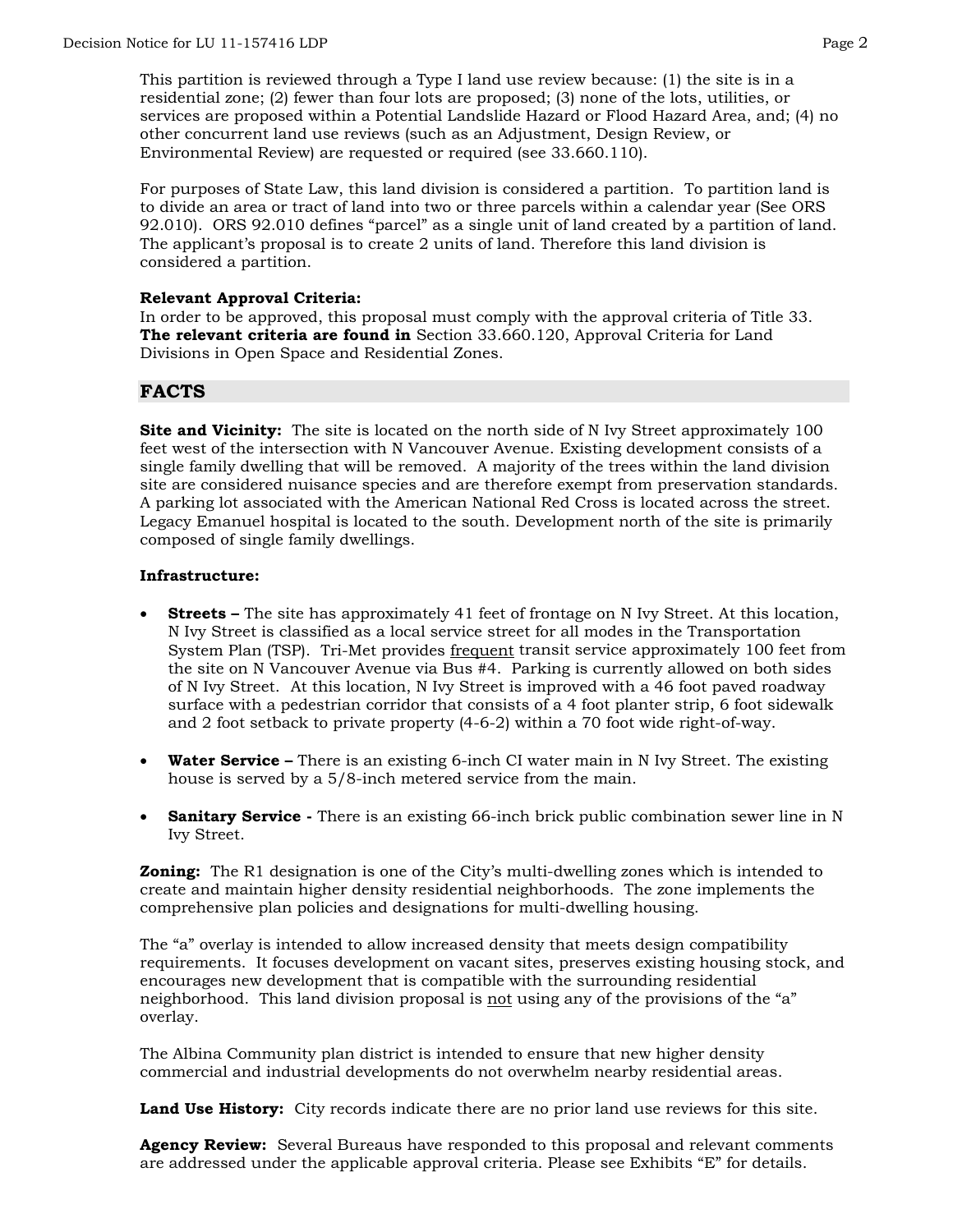This partition is reviewed through a Type I land use review because: (1) the site is in a residential zone; (2) fewer than four lots are proposed; (3) none of the lots, utilities, or services are proposed within a Potential Landslide Hazard or Flood Hazard Area, and; (4) no other concurrent land use reviews (such as an Adjustment, Design Review, or Environmental Review) are requested or required (see 33.660.110).

For purposes of State Law, this land division is considered a partition. To partition land is to divide an area or tract of land into two or three parcels within a calendar year (See ORS 92.010). ORS 92.010 defines "parcel" as a single unit of land created by a partition of land. The applicant's proposal is to create 2 units of land. Therefore this land division is considered a partition.

**Relevant Approval Criteria:**
In order to be approved, this proposal must comply with the approval criteria of Title 33. **The relevant criteria are found in** Section 33.660.120, Approval Criteria for Land Divisions in Open Space and Residential Zones.

## FACTS

**Site and Vicinity:** The site is located on the north side of N Ivy Street approximately 100 feet west of the intersection with N Vancouver Avenue. Existing development consists of a single family dwelling that will be removed. A majority of the trees within the land division site are considered nuisance species and are therefore exempt from preservation standards. A parking lot associated with the American National Red Cross is located across the street. Legacy Emanuel hospital is located to the south. Development north of the site is primarily composed of single family dwellings.

**Infrastructure:**

- **Streets –** The site has approximately 41 feet of frontage on N Ivy Street. At this location, N Ivy Street is classified as a local service street for all modes in the Transportation System Plan (TSP). Tri-Met provides frequent transit service approximately 100 feet from the site on N Vancouver Avenue via Bus #4. Parking is currently allowed on both sides of N Ivy Street. At this location, N Ivy Street is improved with a 46 foot paved roadway surface with a pedestrian corridor that consists of a 4 foot planter strip, 6 foot sidewalk and 2 foot setback to private property (4-6-2) within a 70 foot wide right-of-way.

- **Water Service –** There is an existing 6-inch CI water main in N Ivy Street. The existing house is served by a 5/8-inch metered service from the main.

- **Sanitary Service -** There is an existing 66-inch brick public combination sewer line in N Ivy Street.

**Zoning:** The R1 designation is one of the City's multi-dwelling zones which is intended to create and maintain higher density residential neighborhoods. The zone implements the comprehensive plan policies and designations for multi-dwelling housing.

The "a" overlay is intended to allow increased density that meets design compatibility requirements. It focuses development on vacant sites, preserves existing housing stock, and encourages new development that is compatible with the surrounding residential neighborhood. This land division proposal is not using any of the provisions of the "a" overlay.

The Albina Community plan district is intended to ensure that new higher density commercial and industrial developments do not overwhelm nearby residential areas.

**Land Use History:** City records indicate there are no prior land use reviews for this site.

**Agency Review:** Several Bureaus have responded to this proposal and relevant comments are addressed under the applicable approval criteria. Please see Exhibits "E" for details.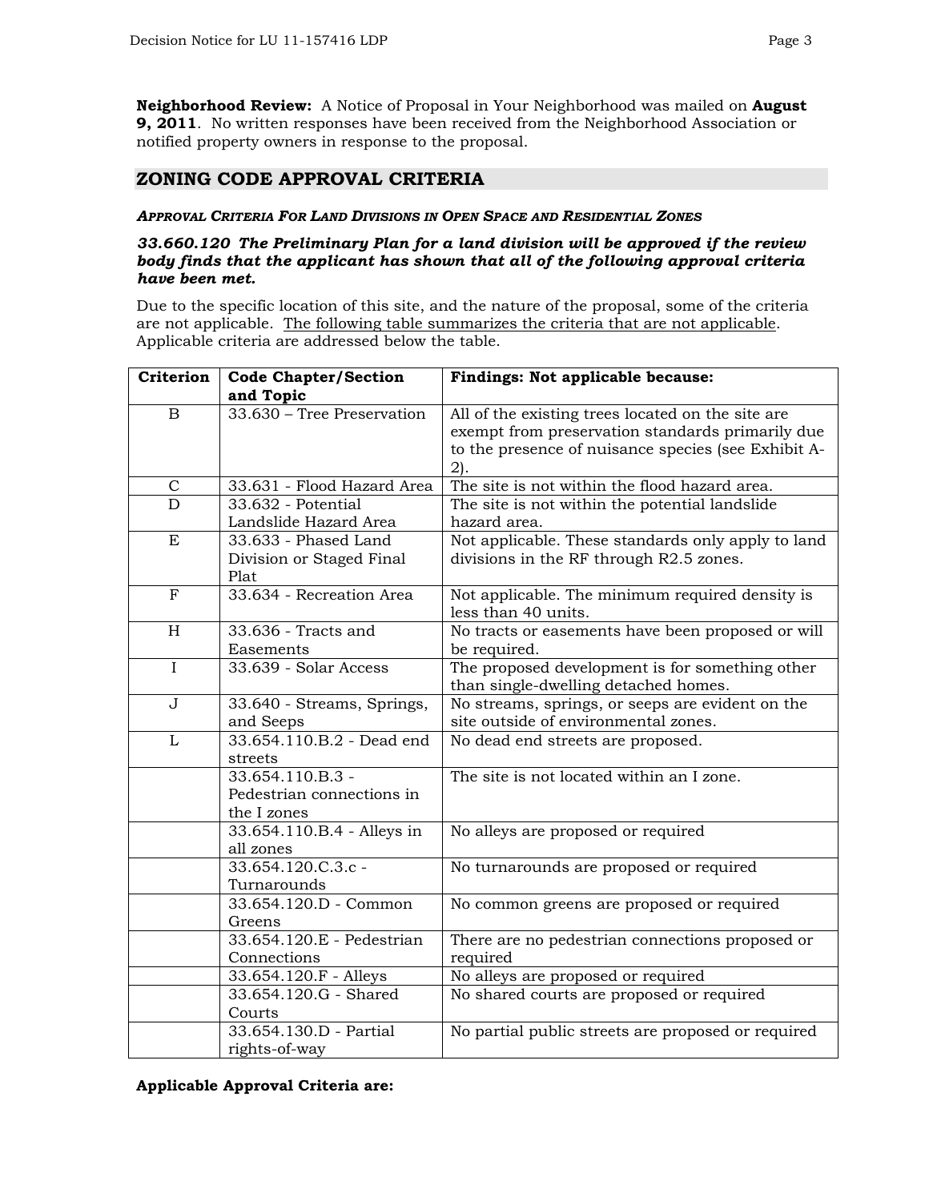**Neighborhood Review:** A Notice of Proposal in Your Neighborhood was mailed on **August 9, 2011**. No written responses have been received from the Neighborhood Association or notified property owners in response to the proposal.

## ZONING CODE APPROVAL CRITERIA

***Approval Criteria For Land Divisions in Open Space and Residential Zones***

***33.660.120 The Preliminary Plan for a land division will be approved if the review body finds that the applicant has shown that all of the following approval criteria have been met.***

Due to the specific location of this site, and the nature of the proposal, some of the criteria are not applicable. The following table summarizes the criteria that are not applicable. Applicable criteria are addressed below the table.

| Criterion | Code Chapter/Section and Topic | Findings: Not applicable because: |
|---|---|---|
| B | 33.630 – Tree Preservation | All of the existing trees located on the site are exempt from preservation standards primarily due to the presence of nuisance species (see Exhibit A-2). |
| C | 33.631 - Flood Hazard Area | The site is not within the flood hazard area. |
| D | 33.632 - Potential Landslide Hazard Area | The site is not within the potential landslide hazard area. |
| E | 33.633 - Phased Land Division or Staged Final Plat | Not applicable. These standards only apply to land divisions in the RF through R2.5 zones. |
| F | 33.634 - Recreation Area | Not applicable. The minimum required density is less than 40 units. |
| H | 33.636 - Tracts and Easements | No tracts or easements have been proposed or will be required. |
| I | 33.639 - Solar Access | The proposed development is for something other than single-dwelling detached homes. |
| J | 33.640 - Streams, Springs, and Seeps | No streams, springs, or seeps are evident on the site outside of environmental zones. |
| L | 33.654.110.B.2 - Dead end streets | No dead end streets are proposed. |
| | 33.654.110.B.3 - Pedestrian connections in the I zones | The site is not located within an I zone. |
| | 33.654.110.B.4 - Alleys in all zones | No alleys are proposed or required |
| | 33.654.120.C.3.c - Turnarounds | No turnarounds are proposed or required |
| | 33.654.120.D - Common Greens | No common greens are proposed or required |
| | 33.654.120.E - Pedestrian Connections | There are no pedestrian connections proposed or required |
| | 33.654.120.F - Alleys | No alleys are proposed or required |
| | 33.654.120.G - Shared Courts | No shared courts are proposed or required |
| | 33.654.130.D - Partial rights-of-way | No partial public streets are proposed or required |

**Applicable Approval Criteria are:**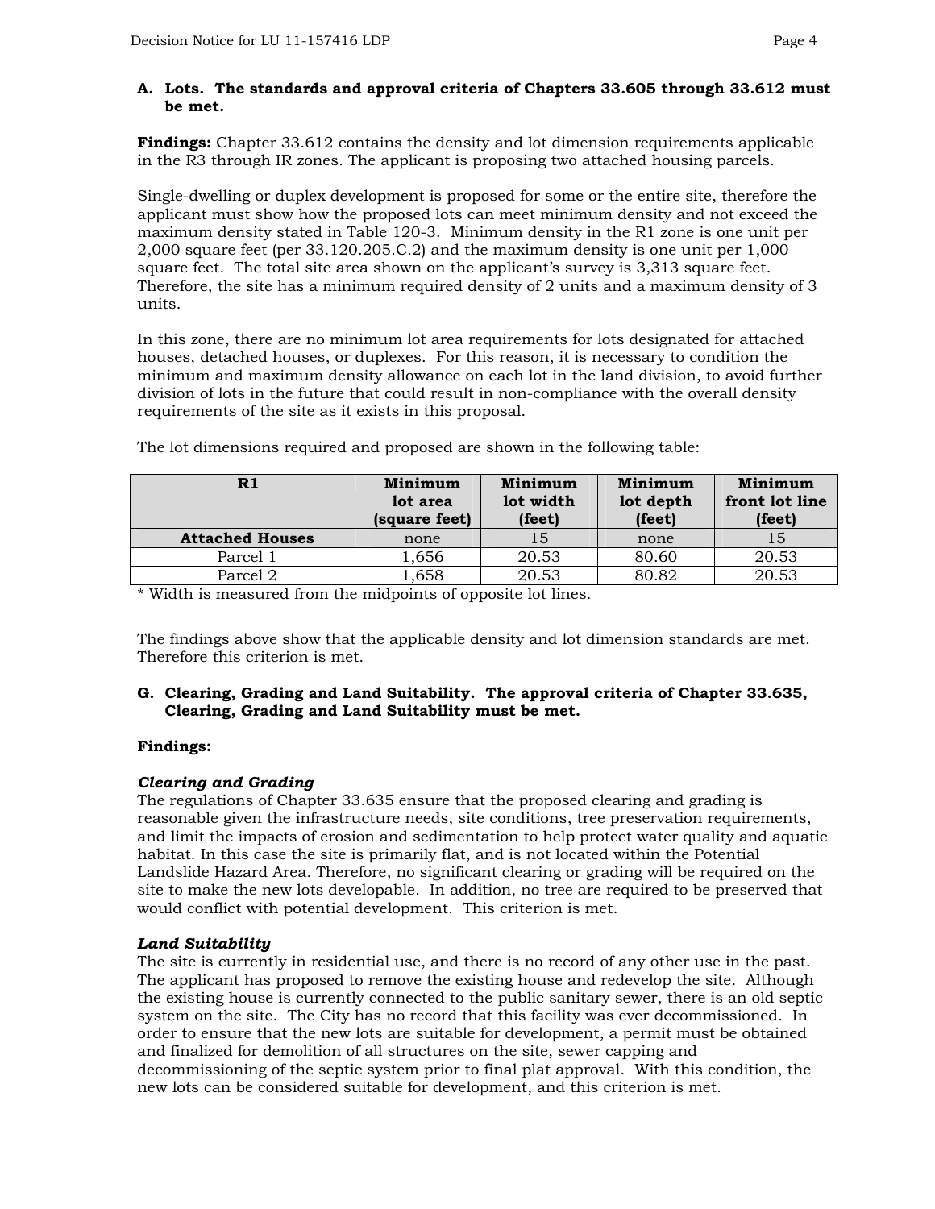**A. Lots. The standards and approval criteria of Chapters 33.605 through 33.612 must be met.**

**Findings:** Chapter 33.612 contains the density and lot dimension requirements applicable in the R3 through IR zones. The applicant is proposing two attached housing parcels.

Single-dwelling or duplex development is proposed for some or the entire site, therefore the applicant must show how the proposed lots can meet minimum density and not exceed the maximum density stated in Table 120-3. Minimum density in the R1 zone is one unit per 2,000 square feet (per 33.120.205.C.2) and the maximum density is one unit per 1,000 square feet. The total site area shown on the applicant's survey is 3,313 square feet. Therefore, the site has a minimum required density of 2 units and a maximum density of 3 units.

In this zone, there are no minimum lot area requirements for lots designated for attached houses, detached houses, or duplexes. For this reason, it is necessary to condition the minimum and maximum density allowance on each lot in the land division, to avoid further division of lots in the future that could result in non-compliance with the overall density requirements of the site as it exists in this proposal.

The lot dimensions required and proposed are shown in the following table:

| R1 | Minimum lot area (square feet) | Minimum lot width (feet) | Minimum lot depth (feet) | Minimum front lot line (feet) |
|---|---|---|---|---|
| **Attached Houses** | none | 15 | none | 15 |
| Parcel 1 | 1,656 | 20.53 | 80.60 | 20.53 |
| Parcel 2 | 1,658 | 20.53 | 80.82 | 20.53 |

* Width is measured from the midpoints of opposite lot lines.

The findings above show that the applicable density and lot dimension standards are met. Therefore this criterion is met.

**G. Clearing, Grading and Land Suitability. The approval criteria of Chapter 33.635, Clearing, Grading and Land Suitability must be met.**

**Findings:**

***Clearing and Grading***

The regulations of Chapter 33.635 ensure that the proposed clearing and grading is reasonable given the infrastructure needs, site conditions, tree preservation requirements, and limit the impacts of erosion and sedimentation to help protect water quality and aquatic habitat. In this case the site is primarily flat, and is not located within the Potential Landslide Hazard Area. Therefore, no significant clearing or grading will be required on the site to make the new lots developable. In addition, no tree are required to be preserved that would conflict with potential development. This criterion is met.

***Land Suitability***

The site is currently in residential use, and there is no record of any other use in the past. The applicant has proposed to remove the existing house and redevelop the site. Although the existing house is currently connected to the public sanitary sewer, there is an old septic system on the site. The City has no record that this facility was ever decommissioned. In order to ensure that the new lots are suitable for development, a permit must be obtained and finalized for demolition of all structures on the site, sewer capping and decommissioning of the septic system prior to final plat approval. With this condition, the new lots can be considered suitable for development, and this criterion is met.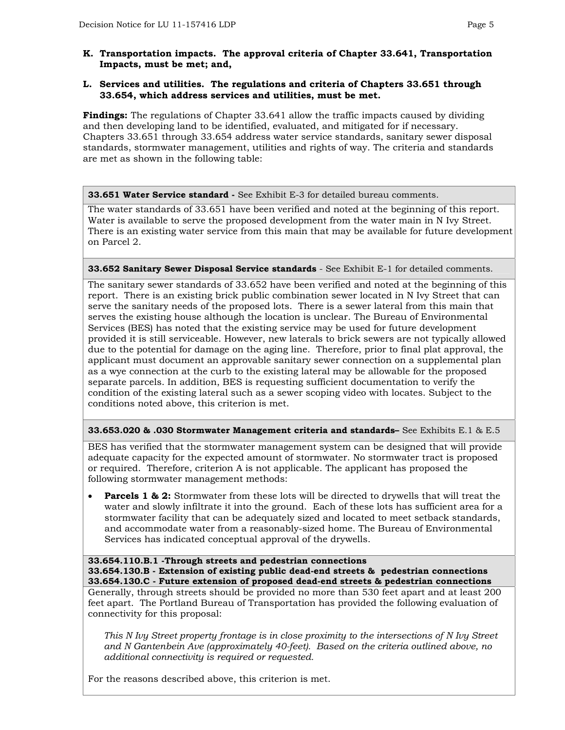**K. Transportation impacts. The approval criteria of Chapter 33.641, Transportation Impacts, must be met; and,**

**L. Services and utilities. The regulations and criteria of Chapters 33.651 through 33.654, which address services and utilities, must be met.**

**Findings:** The regulations of Chapter 33.641 allow the traffic impacts caused by dividing and then developing land to be identified, evaluated, and mitigated for if necessary. Chapters 33.651 through 33.654 address water service standards, sanitary sewer disposal standards, stormwater management, utilities and rights of way. The criteria and standards are met as shown in the following table:

| **33.651 Water Service standard -** See Exhibit E-3 for detailed bureau comments. |
|---|
| The water standards of 33.651 have been verified and noted at the beginning of this report. Water is available to serve the proposed development from the water main in N Ivy Street. There is an existing water service from this main that may be available for future development on Parcel 2. |
| **33.652 Sanitary Sewer Disposal Service standards** - See Exhibit E-1 for detailed comments. |
| The sanitary sewer standards of 33.652 have been verified and noted at the beginning of this report. There is an existing brick public combination sewer located in N Ivy Street that can serve the sanitary needs of the proposed lots. There is a sewer lateral from this main that serves the existing house although the location is unclear. The Bureau of Environmental Services (BES) has noted that the existing service may be used for future development provided it is still serviceable. However, new laterals to brick sewers are not typically allowed due to the potential for damage on the aging line. Therefore, prior to final plat approval, the applicant must document an approvable sanitary sewer connection on a supplemental plan as a wye connection at the curb to the existing lateral may be allowable for the proposed separate parcels. In addition, BES is requesting sufficient documentation to verify the condition of the existing lateral such as a sewer scoping video with locates. Subject to the conditions noted above, this criterion is met. |
| **33.653.020 & .030 Stormwater Management criteria and standards–** See Exhibits E.1 & E.5 |
| BES has verified that the stormwater management system can be designed that will provide adequate capacity for the expected amount of stormwater. No stormwater tract is proposed or required. Therefore, criterion A is not applicable. The applicant has proposed the following stormwater management methods:<br><br>• **Parcels 1 & 2:** Stormwater from these lots will be directed to drywells that will treat the water and slowly infiltrate it into the ground. Each of these lots has sufficient area for a stormwater facility that can be adequately sized and located to meet setback standards, and accommodate water from a reasonably-sized home. The Bureau of Environmental Services has indicated conceptual approval of the drywells. |
| **33.654.110.B.1 -Through streets and pedestrian connections**<br>**33.654.130.B - Extension of existing public dead-end streets & pedestrian connections**<br>**33.654.130.C - Future extension of proposed dead-end streets & pedestrian connections** |
| Generally, through streets should be provided no more than 530 feet apart and at least 200 feet apart. The Portland Bureau of Transportation has provided the following evaluation of connectivity for this proposal:<br><br>*This N Ivy Street property frontage is in close proximity to the intersections of N Ivy Street and N Gantenbein Ave (approximately 40-feet). Based on the criteria outlined above, no additional connectivity is required or requested.*<br><br>For the reasons described above, this criterion is met. |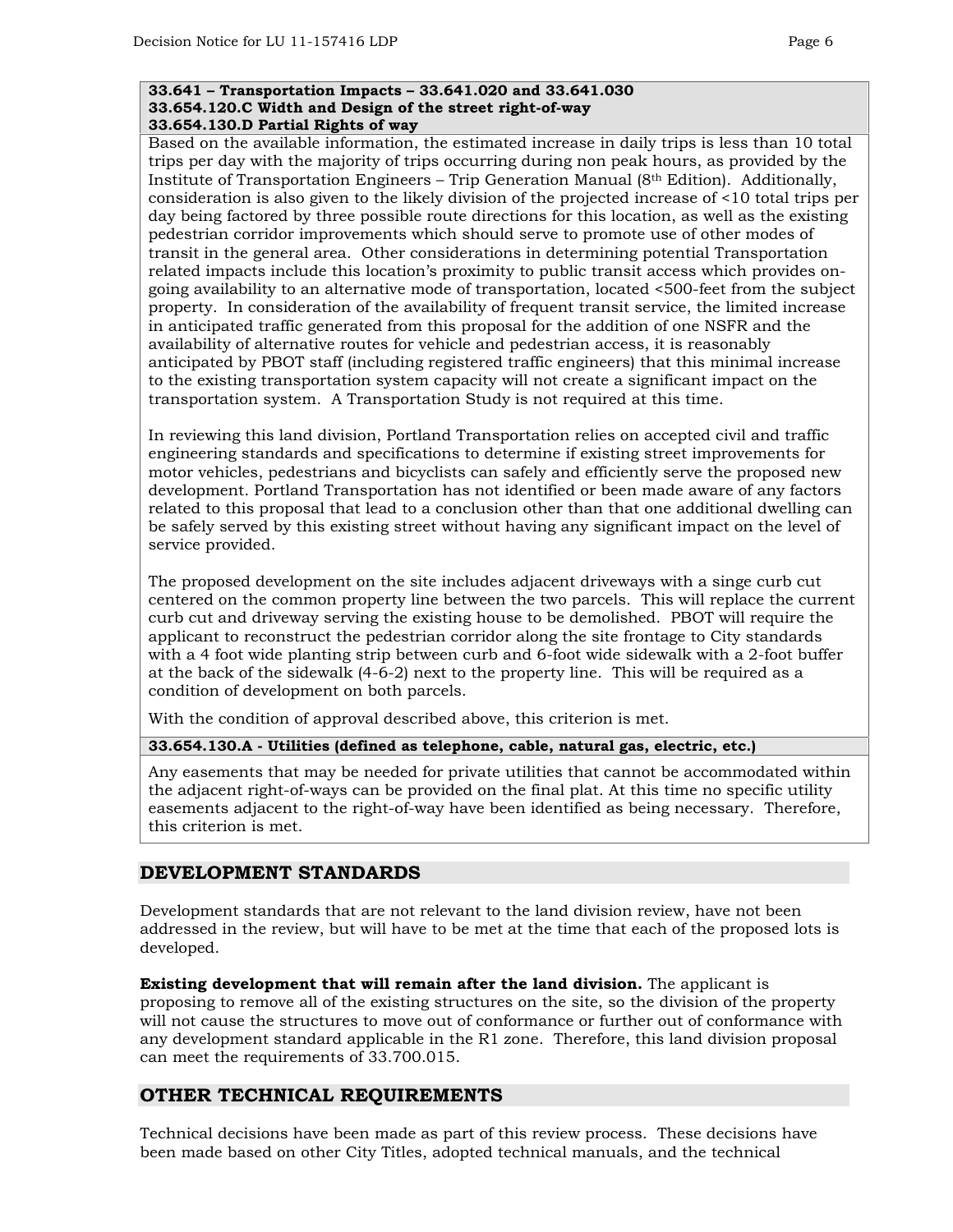**33.641 – Transportation Impacts – 33.641.020 and 33.641.030**
**33.654.120.C Width and Design of the street right-of-way**
**33.654.130.D Partial Rights of way**

Based on the available information, the estimated increase in daily trips is less than 10 total trips per day with the majority of trips occurring during non peak hours, as provided by the Institute of Transportation Engineers – Trip Generation Manual (8th Edition). Additionally, consideration is also given to the likely division of the projected increase of <10 total trips per day being factored by three possible route directions for this location, as well as the existing pedestrian corridor improvements which should serve to promote use of other modes of transit in the general area. Other considerations in determining potential Transportation related impacts include this location's proximity to public transit access which provides on-going availability to an alternative mode of transportation, located <500-feet from the subject property. In consideration of the availability of frequent transit service, the limited increase in anticipated traffic generated from this proposal for the addition of one NSFR and the availability of alternative routes for vehicle and pedestrian access, it is reasonably anticipated by PBOT staff (including registered traffic engineers) that this minimal increase to the existing transportation system capacity will not create a significant impact on the transportation system. A Transportation Study is not required at this time.

In reviewing this land division, Portland Transportation relies on accepted civil and traffic engineering standards and specifications to determine if existing street improvements for motor vehicles, pedestrians and bicyclists can safely and efficiently serve the proposed new development. Portland Transportation has not identified or been made aware of any factors related to this proposal that lead to a conclusion other than that one additional dwelling can be safely served by this existing street without having any significant impact on the level of service provided.

The proposed development on the site includes adjacent driveways with a singe curb cut centered on the common property line between the two parcels. This will replace the current curb cut and driveway serving the existing house to be demolished. PBOT will require the applicant to reconstruct the pedestrian corridor along the site frontage to City standards with a 4 foot wide planting strip between curb and 6-foot wide sidewalk with a 2-foot buffer at the back of the sidewalk (4-6-2) next to the property line. This will be required as a condition of development on both parcels.

With the condition of approval described above, this criterion is met.

**33.654.130.A - Utilities (defined as telephone, cable, natural gas, electric, etc.)**

Any easements that may be needed for private utilities that cannot be accommodated within the adjacent right-of-ways can be provided on the final plat. At this time no specific utility easements adjacent to the right-of-way have been identified as being necessary. Therefore, this criterion is met.

## DEVELOPMENT STANDARDS

Development standards that are not relevant to the land division review, have not been addressed in the review, but will have to be met at the time that each of the proposed lots is developed.

**Existing development that will remain after the land division.** The applicant is proposing to remove all of the existing structures on the site, so the division of the property will not cause the structures to move out of conformance or further out of conformance with any development standard applicable in the R1 zone. Therefore, this land division proposal can meet the requirements of 33.700.015.

## OTHER TECHNICAL REQUIREMENTS

Technical decisions have been made as part of this review process. These decisions have been made based on other City Titles, adopted technical manuals, and the technical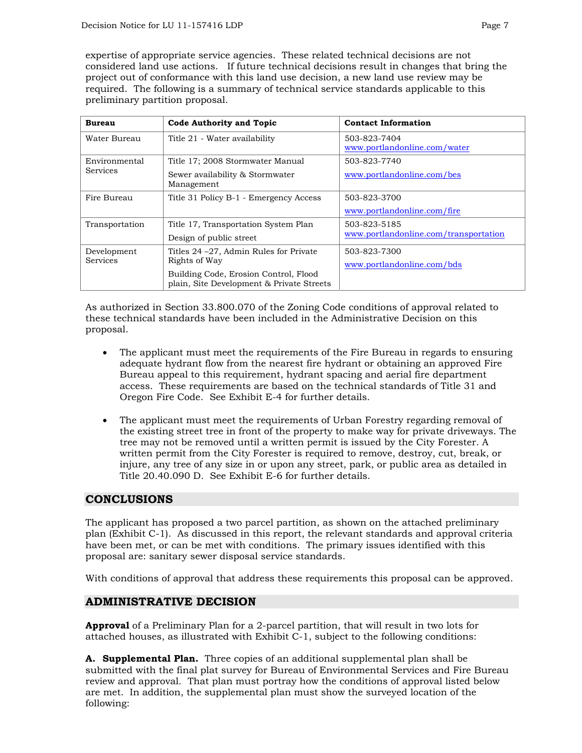expertise of appropriate service agencies. These related technical decisions are not considered land use actions. If future technical decisions result in changes that bring the project out of conformance with this land use decision, a new land use review may be required. The following is a summary of technical service standards applicable to this preliminary partition proposal.

| Bureau | Code Authority and Topic | Contact Information |
|---|---|---|
| Water Bureau | Title 21 - Water availability | 503-823-7404 www.portlandonline.com/water |
| Environmental Services | Title 17; 2008 Stormwater Manual<br><br>Sewer availability & Stormwater Management | 503-823-7740<br><br>www.portlandonline.com/bes |
| Fire Bureau | Title 31 Policy B-1 - Emergency Access | 503-823-3700<br><br>www.portlandonline.com/fire |
| Transportation | Title 17, Transportation System Plan<br><br>Design of public street | 503-823-5185 www.portlandonline.com/transportation |
| Development Services | Titles 24 –27, Admin Rules for Private Rights of Way<br><br>Building Code, Erosion Control, Flood plain, Site Development & Private Streets | 503-823-7300<br><br>www.portlandonline.com/bds |

As authorized in Section 33.800.070 of the Zoning Code conditions of approval related to these technical standards have been included in the Administrative Decision on this proposal.

- The applicant must meet the requirements of the Fire Bureau in regards to ensuring adequate hydrant flow from the nearest fire hydrant or obtaining an approved Fire Bureau appeal to this requirement, hydrant spacing and aerial fire department access. These requirements are based on the technical standards of Title 31 and Oregon Fire Code. See Exhibit E-4 for further details.

- The applicant must meet the requirements of Urban Forestry regarding removal of the existing street tree in front of the property to make way for private driveways. The tree may not be removed until a written permit is issued by the City Forester. A written permit from the City Forester is required to remove, destroy, cut, break, or injure, any tree of any size in or upon any street, park, or public area as detailed in Title 20.40.090 D. See Exhibit E-6 for further details.

## CONCLUSIONS

The applicant has proposed a two parcel partition, as shown on the attached preliminary plan (Exhibit C-1). As discussed in this report, the relevant standards and approval criteria have been met, or can be met with conditions. The primary issues identified with this proposal are: sanitary sewer disposal service standards.

With conditions of approval that address these requirements this proposal can be approved.

## ADMINISTRATIVE DECISION

**Approval** of a Preliminary Plan for a 2-parcel partition, that will result in two lots for attached houses, as illustrated with Exhibit C-1, subject to the following conditions:

**A. Supplemental Plan.** Three copies of an additional supplemental plan shall be submitted with the final plat survey for Bureau of Environmental Services and Fire Bureau review and approval. That plan must portray how the conditions of approval listed below are met. In addition, the supplemental plan must show the surveyed location of the following: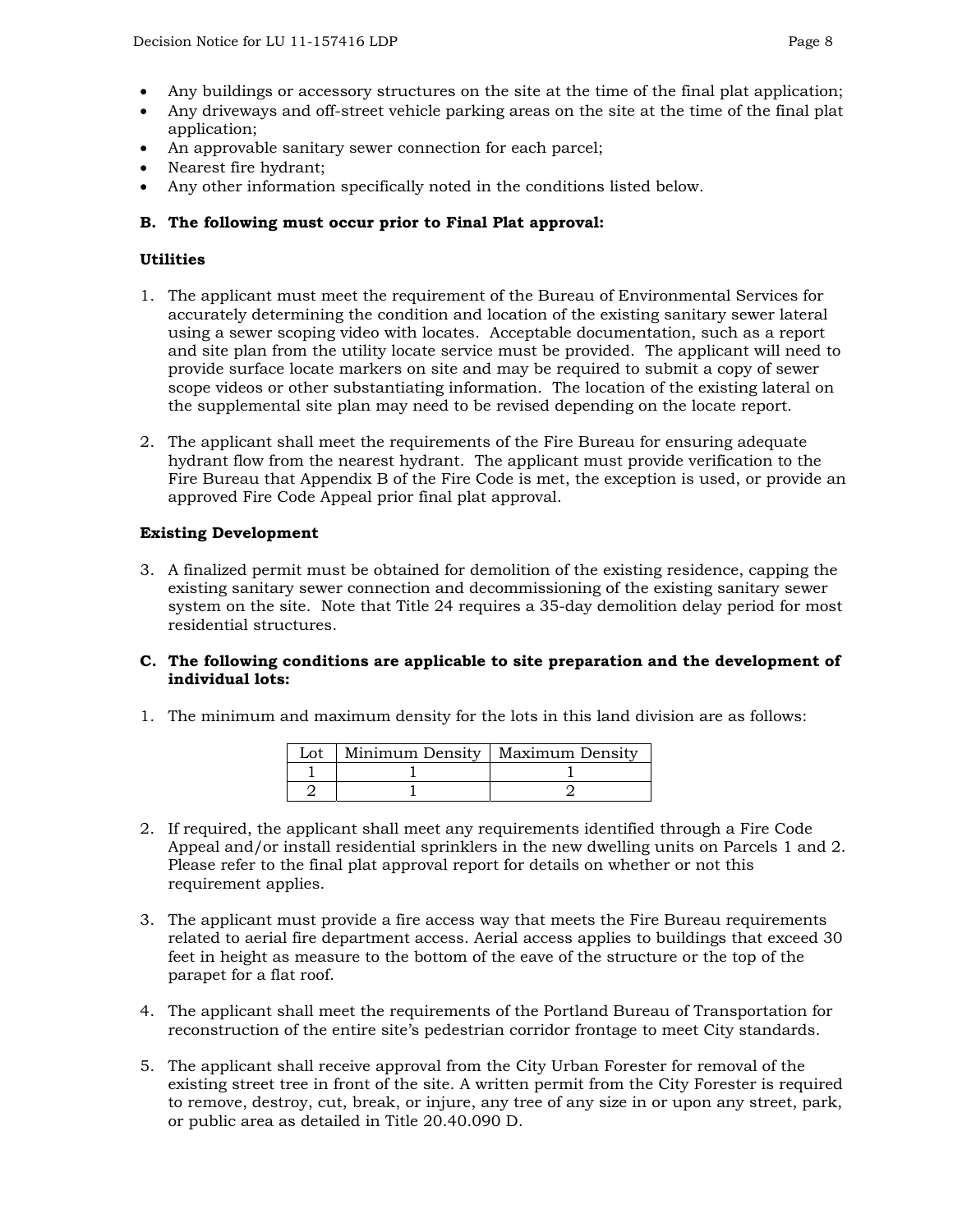- Any buildings or accessory structures on the site at the time of the final plat application;
- Any driveways and off-street vehicle parking areas on the site at the time of the final plat application;
- An approvable sanitary sewer connection for each parcel;
- Nearest fire hydrant;
- Any other information specifically noted in the conditions listed below.

**B. The following must occur prior to Final Plat approval:**

**Utilities**

1. The applicant must meet the requirement of the Bureau of Environmental Services for accurately determining the condition and location of the existing sanitary sewer lateral using a sewer scoping video with locates. Acceptable documentation, such as a report and site plan from the utility locate service must be provided. The applicant will need to provide surface locate markers on site and may be required to submit a copy of sewer scope videos or other substantiating information. The location of the existing lateral on the supplemental site plan may need to be revised depending on the locate report.

2. The applicant shall meet the requirements of the Fire Bureau for ensuring adequate hydrant flow from the nearest hydrant. The applicant must provide verification to the Fire Bureau that Appendix B of the Fire Code is met, the exception is used, or provide an approved Fire Code Appeal prior final plat approval.

**Existing Development**

3. A finalized permit must be obtained for demolition of the existing residence, capping the existing sanitary sewer connection and decommissioning of the existing sanitary sewer system on the site. Note that Title 24 requires a 35-day demolition delay period for most residential structures.

**C. The following conditions are applicable to site preparation and the development of individual lots:**

1. The minimum and maximum density for the lots in this land division are as follows:

| Lot | Minimum Density | Maximum Density |
|---|---|---|
| 1 | 1 | 1 |
| 2 | 1 | 2 |

2. If required, the applicant shall meet any requirements identified through a Fire Code Appeal and/or install residential sprinklers in the new dwelling units on Parcels 1 and 2. Please refer to the final plat approval report for details on whether or not this requirement applies.

3. The applicant must provide a fire access way that meets the Fire Bureau requirements related to aerial fire department access. Aerial access applies to buildings that exceed 30 feet in height as measure to the bottom of the eave of the structure or the top of the parapet for a flat roof.

4. The applicant shall meet the requirements of the Portland Bureau of Transportation for reconstruction of the entire site's pedestrian corridor frontage to meet City standards.

5. The applicant shall receive approval from the City Urban Forester for removal of the existing street tree in front of the site. A written permit from the City Forester is required to remove, destroy, cut, break, or injure, any tree of any size in or upon any street, park, or public area as detailed in Title 20.40.090 D.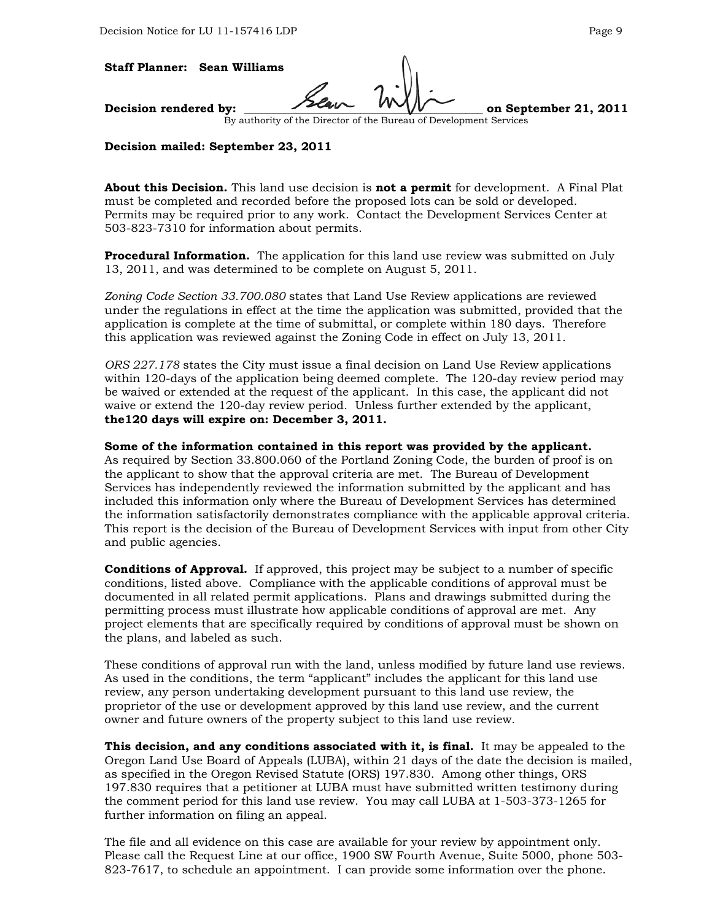**Staff Planner: Sean Williams**

**Decision rendered by:** ______________________________ **on September 21, 2011**

By authority of the Director of the Bureau of Development Services

**Decision mailed: September 23, 2011**

**About this Decision.** This land use decision is **not a permit** for development. A Final Plat must be completed and recorded before the proposed lots can be sold or developed. Permits may be required prior to any work. Contact the Development Services Center at 503-823-7310 for information about permits.

**Procedural Information.** The application for this land use review was submitted on July 13, 2011, and was determined to be complete on August 5, 2011.

*Zoning Code Section 33.700.080* states that Land Use Review applications are reviewed under the regulations in effect at the time the application was submitted, provided that the application is complete at the time of submittal, or complete within 180 days. Therefore this application was reviewed against the Zoning Code in effect on July 13, 2011.

*ORS 227.178* states the City must issue a final decision on Land Use Review applications within 120-days of the application being deemed complete. The 120-day review period may be waived or extended at the request of the applicant. In this case, the applicant did not waive or extend the 120-day review period. Unless further extended by the applicant, **the120 days will expire on: December 3, 2011.**

**Some of the information contained in this report was provided by the applicant.** As required by Section 33.800.060 of the Portland Zoning Code, the burden of proof is on the applicant to show that the approval criteria are met. The Bureau of Development Services has independently reviewed the information submitted by the applicant and has included this information only where the Bureau of Development Services has determined the information satisfactorily demonstrates compliance with the applicable approval criteria. This report is the decision of the Bureau of Development Services with input from other City and public agencies.

**Conditions of Approval.** If approved, this project may be subject to a number of specific conditions, listed above. Compliance with the applicable conditions of approval must be documented in all related permit applications. Plans and drawings submitted during the permitting process must illustrate how applicable conditions of approval are met. Any project elements that are specifically required by conditions of approval must be shown on the plans, and labeled as such.

These conditions of approval run with the land, unless modified by future land use reviews. As used in the conditions, the term "applicant" includes the applicant for this land use review, any person undertaking development pursuant to this land use review, the proprietor of the use or development approved by this land use review, and the current owner and future owners of the property subject to this land use review.

**This decision, and any conditions associated with it, is final.** It may be appealed to the Oregon Land Use Board of Appeals (LUBA), within 21 days of the date the decision is mailed, as specified in the Oregon Revised Statute (ORS) 197.830. Among other things, ORS 197.830 requires that a petitioner at LUBA must have submitted written testimony during the comment period for this land use review. You may call LUBA at 1-503-373-1265 for further information on filing an appeal.

The file and all evidence on this case are available for your review by appointment only. Please call the Request Line at our office, 1900 SW Fourth Avenue, Suite 5000, phone 503-823-7617, to schedule an appointment. I can provide some information over the phone.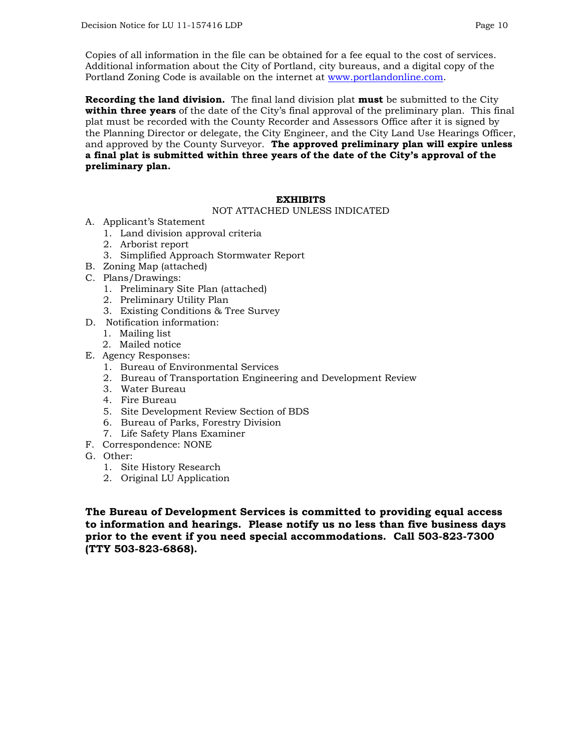Copies of all information in the file can be obtained for a fee equal to the cost of services. Additional information about the City of Portland, city bureaus, and a digital copy of the Portland Zoning Code is available on the internet at [www.portlandonline.com](http://www.portlandonline.com).

**Recording the land division.** The final land division plat **must** be submitted to the City **within three years** of the date of the City's final approval of the preliminary plan. This final plat must be recorded with the County Recorder and Assessors Office after it is signed by the Planning Director or delegate, the City Engineer, and the City Land Use Hearings Officer, and approved by the County Surveyor. **The approved preliminary plan will expire unless a final plat is submitted within three years of the date of the City's approval of the preliminary plan.**

**EXHIBITS**

NOT ATTACHED UNLESS INDICATED

A. Applicant's Statement
   1. Land division approval criteria
   2. Arborist report
   3. Simplified Approach Stormwater Report
B. Zoning Map (attached)
C. Plans/Drawings:
   1. Preliminary Site Plan (attached)
   2. Preliminary Utility Plan
   3. Existing Conditions & Tree Survey
D. Notification information:
   1. Mailing list
   2. Mailed notice
E. Agency Responses:
   1. Bureau of Environmental Services
   2. Bureau of Transportation Engineering and Development Review
   3. Water Bureau
   4. Fire Bureau
   5. Site Development Review Section of BDS
   6. Bureau of Parks, Forestry Division
   7. Life Safety Plans Examiner
F. Correspondence: NONE
G. Other:
   1. Site History Research
   2. Original LU Application

**The Bureau of Development Services is committed to providing equal access to information and hearings. Please notify us no less than five business days prior to the event if you need special accommodations. Call 503-823-7300 (TTY 503-823-6868).**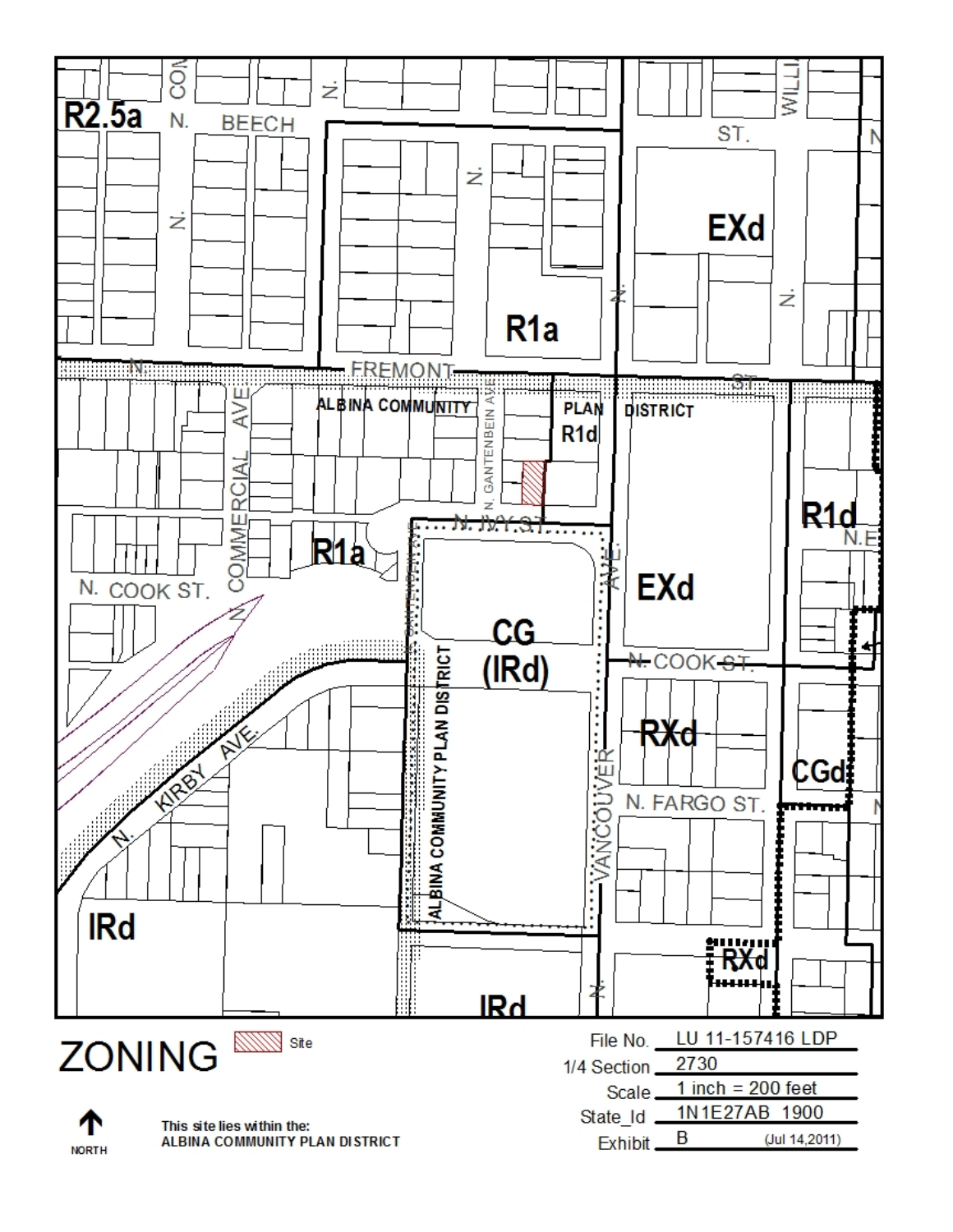# ZONING

Site

↑ NORTH

This site lies within the:
ALBINA COMMUNITY PLAN DISTRICT

| | |
|---|---|
| File No. | LU 11-157416 LDP |
| 1/4 Section | 2730 |
| Scale | 1 inch = 200 feet |
| State_Id | 1N1E27AB 1900 |
| Exhibit | B (Jul 14,2011) |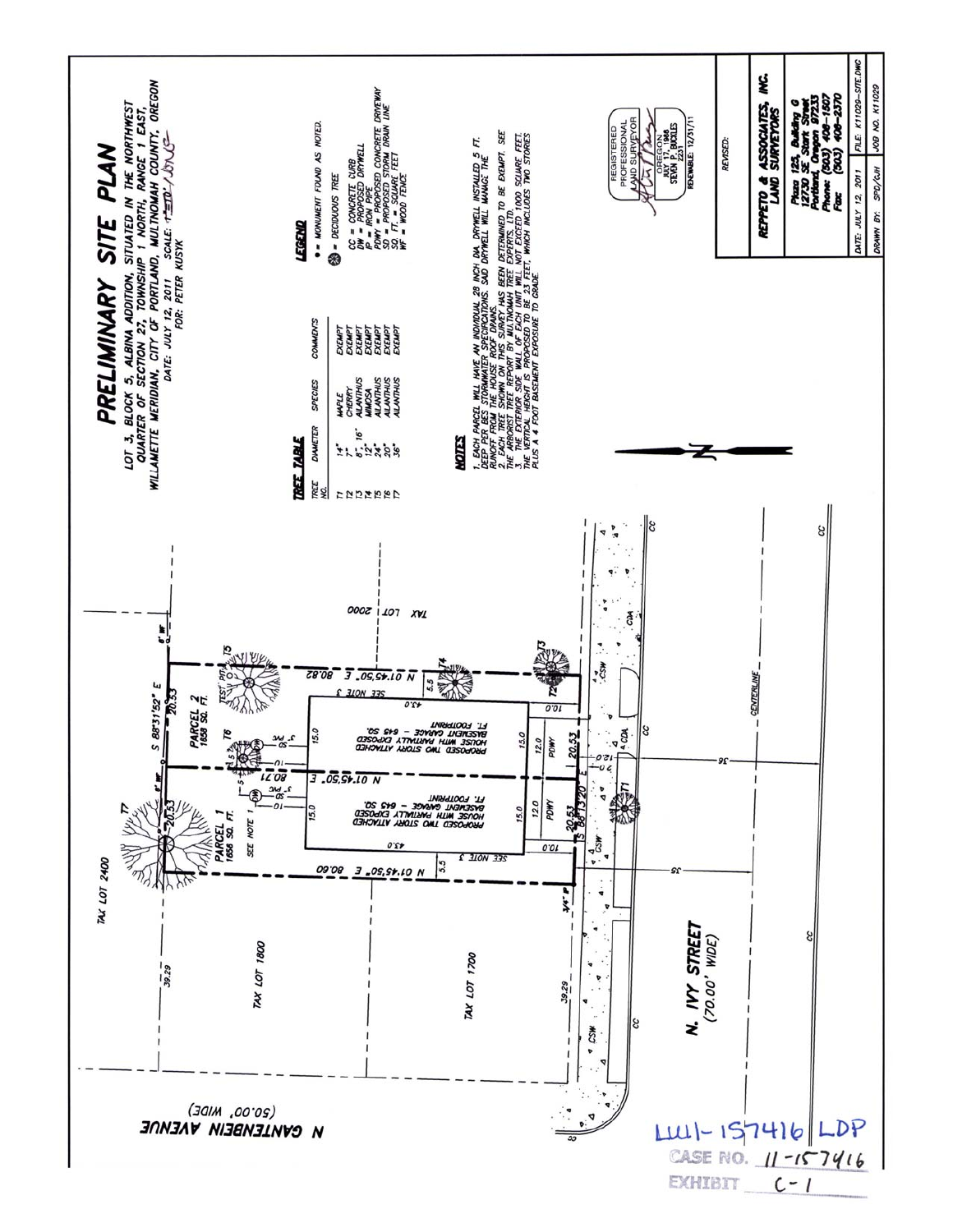# PRELIMINARY SITE PLAN

LOT 3, BLOCK 5, ALBINA ADDITION, SITUATED IN THE NORTHWEST QUARTER OF SECTION 27, TOWNSHIP 1 NORTH, RANGE 1 EAST, WILLAMETTE MERIDIAN, CITY OF PORTLAND, MULTNOMAH COUNTY, OREGON

DATE: JULY 12, 2011 SCALE: 1"=10' / JONS
FOR: PETER KUSYK

## TREE TABLE

| TREE NO. | DIAMETER | SPECIES | COMMENTS |
|---|---|---|---|
| T1 | 14" | MAPLE | EXEMPT |
| T2 | 7" | CHERRY | EXEMPT |
| T3 | 8", 16" | AILANTHUS | EXEMPT |
| T4 | 12" | MIMOSA | EXEMPT |
| T5 | 24" | AILANTHUS | EXEMPT |
| T6 | 20" | AILANTHUS | EXEMPT |
| T7 | 36" | AILANTHUS | EXEMPT |

## LEGEND

● = MONUMENT FOUND AS NOTED.
= DECIDUOUS TREE
CC = CONCRETE CURB
DW = PROPOSED DRYWELL
IP = IRON PIPE
PDWY = PROPOSED CONCRETE DRIVEWAY
SD = PROPOSED STORM DRAIN LINE
SQ. FT. = SQUARE FEET
WF = WOOD FENCE

## NOTES

1. EACH PARCEL WILL HAVE AN INDIVIDUAL 28 INCH DIA. DRYWELL INSTALLED 5 FT. DEEP PER BES STORMWATER SPECIFICATIONS. SAID DRYWELL WILL MANAGE THE RUNOFF FROM THE HOUSE ROOF DRAINS.
2. EACH TREE SHOWN ON THIS SURVEY HAS BEEN DETERMINED TO BE EXEMPT. SEE THE ARBORIST TREE REPORT BY MULTNOMAH TREE EXPERTS, LTD.
3. THE EXTERIOR SIDE WALL OF EACH UNIT WILL NOT EXCEED 1000 SQUARE FEET. THE VERTICAL HEIGHT IS PROPOSED TO BE 23 FEET, WHICH INCLUDES TWO STORIES PLUS A 4 FOOT BASEMENT EXPOSURE TO GRADE.

TAX LOT 2400
TAX LOT 1800
TAX LOT 1700
TAX LOT 2000

PARCEL 1
1856 SQ. FT.
SEE NOTE 1

PARCEL 2
1858 SQ. FT.
SEE NOTE 1

PROPOSED TWO STORY ATTACHED HOUSE WITH PARTIALLY EXPOSED BASEMENT GARAGE – 645 SQ. FT. FOOTPRINT

PROPOSED TWO STORY ATTACHED HOUSE WITH PARTIALLY EXPOSED BASEMENT GARAGE – 645 SQ. FT. FOOTPRINT

SEE NOTE 3

S 88°31'52" E
N 01°45'50" E 80.82
N 01°45'50" E 80.71
N 01°45'50" E 80.60
S 88°13'20" E
20.53 20.53 20.53 20.53
39.29 39.29
43.0 43.0
15.0 15.0 15.0 15.0
12.0 12.0
10.0 10.0
5.5 5.5
6' WF 6' WF
3/4" IP
TEST PIT
DW DW
3" PVC SD

N. GANTENBEIN AVENUE
(50.00' WIDE)

N. IVY STREET
(70.00' WIDE)

CENTERLINE
CC CSW CDA PDWY

N

REGISTERED PROFESSIONAL LAND SURVEYOR
OREGON
JULY 17, 1984
STEVEN P. BUCKLES
2231
RENEWABLE: 12/31/11

REVISED:

REPPETO & ASSOCIATES, INC.
LAND SURVEYORS
Plaza 125, Building G
12730 SE Stark Street
Portland, Oregon 97233
Phone: (503) 408-1507
Fax: (503) 408-2370

DATE: JULY 12, 2011 | FILE: K11029-SITE.DWG
DRAWN BY: SPD/CJH | JOB NO. K11029

LU11-157416 LDP
CASE NO. 11-157416
EXHIBIT C-1